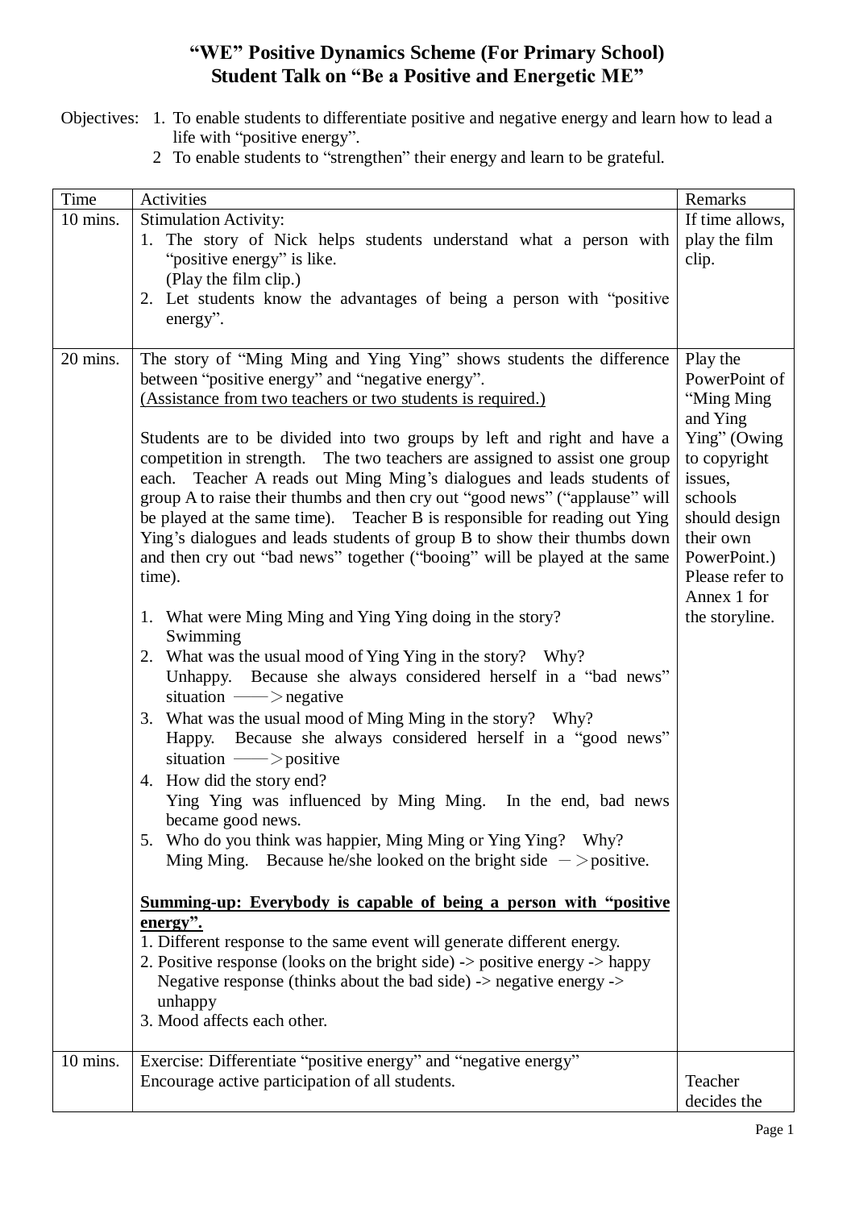# "WE" Positive Dynamics Scheme (For Primary School)
## Student Talk on "Be a Positive and Energetic ME"

Objectives:
1. To enable students to differentiate positive and negative energy and learn how to lead a life with "positive energy".
2. To enable students to "strengthen" their energy and learn to be grateful.

| Time | Activities | Remarks |
|---|---|---|
| 10 mins. | Stimulation Activity:<br>1. The story of Nick helps students understand what a person with "positive energy" is like.<br>(Play the film clip.)<br>2. Let students know the advantages of being a person with "positive energy". | If time allows, play the film clip. |
| 20 mins. | The story of "Ming Ming and Ying Ying" shows students the difference between "positive energy" and "negative energy".<br><u>(Assistance from two teachers or two students is required.)</u><br><br>Students are to be divided into two groups by left and right and have a competition in strength. The two teachers are assigned to assist one group each. Teacher A reads out Ming Ming's dialogues and leads students of group A to raise their thumbs and then cry out "good news" ("applause" will be played at the same time). Teacher B is responsible for reading out Ying Ying's dialogues and leads students of group B to show their thumbs down and then cry out "bad news" together ("booing" will be played at the same time).<br><br>1. What were Ming Ming and Ying Ying doing in the story?<br>Swimming<br>2. What was the usual mood of Ying Ying in the story? Why?<br>Unhappy. Because she always considered herself in a "bad news" situation ——> negative<br>3. What was the usual mood of Ming Ming in the story? Why?<br>Happy. Because she always considered herself in a "good news" situation ——> positive<br>4. How did the story end?<br>Ying Ying was influenced by Ming Ming. In the end, bad news became good news.<br>5. Who do you think was happier, Ming Ming or Ying Ying? Why?<br>Ming Ming. Because he/she looked on the bright side —> positive.<br><br>**<u>Summing-up: Everybody is capable of being a person with "positive energy".</u>**<br>1. Different response to the same event will generate different energy.<br>2. Positive response (looks on the bright side) -> positive energy -> happy<br>Negative response (thinks about the bad side) -> negative energy -> unhappy<br>3. Mood affects each other. | Play the PowerPoint of "Ming Ming and Ying Ying" (Owing to copyright issues, schools should design their own PowerPoint.)<br>Please refer to Annex 1 for the storyline. |
| 10 mins. | Exercise: Differentiate "positive energy" and "negative energy"<br>Encourage active participation of all students. | Teacher decides the |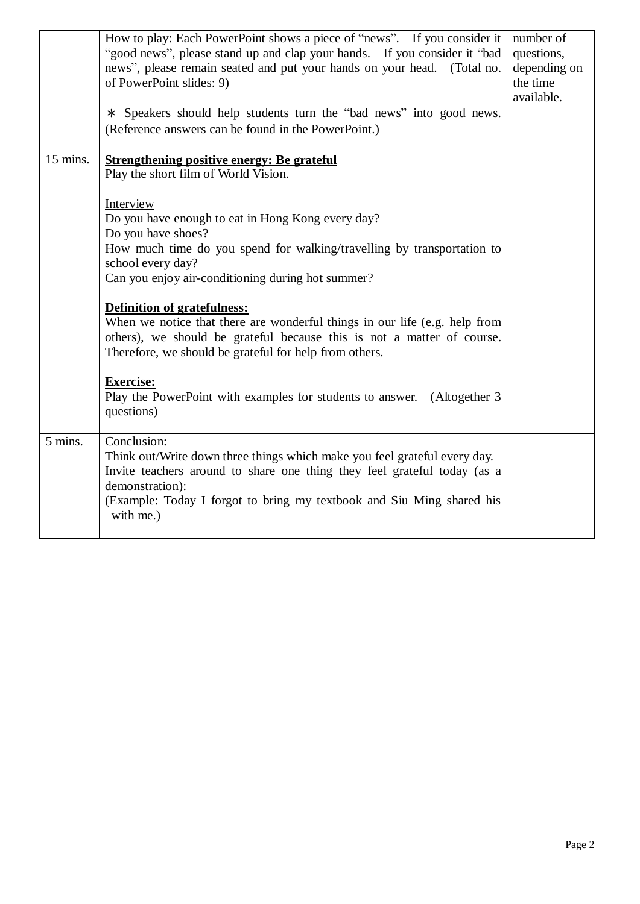| | | |
|---|---|---|
| | How to play: Each PowerPoint shows a piece of "news". If you consider it "good news", please stand up and clap your hands. If you consider it "bad news", please remain seated and put your hands on your head. (Total no. of PowerPoint slides: 9)<br><br>* Speakers should help students turn the "bad news" into good news. (Reference answers can be found in the PowerPoint.) | number of questions, depending on the time available. |
| 15 mins. | <u>**Strengthening positive energy: Be grateful**</u><br>Play the short film of World Vision.<br><br><u>Interview</u><br>Do you have enough to eat in Hong Kong every day?<br>Do you have shoes?<br>How much time do you spend for walking/travelling by transportation to school every day?<br>Can you enjoy air-conditioning during hot summer?<br><br><u>**Definition of gratefulness:**</u><br>When we notice that there are wonderful things in our life (e.g. help from others), we should be grateful because this is not a matter of course. Therefore, we should be grateful for help from others.<br><br><u>**Exercise:**</u><br>Play the PowerPoint with examples for students to answer. (Altogether 3 questions) | |
| 5 mins. | Conclusion:<br>Think out/Write down three things which make you feel grateful every day.<br>Invite teachers around to share one thing they feel grateful today (as a demonstration):<br>(Example: Today I forgot to bring my textbook and Siu Ming shared his with me.) | |